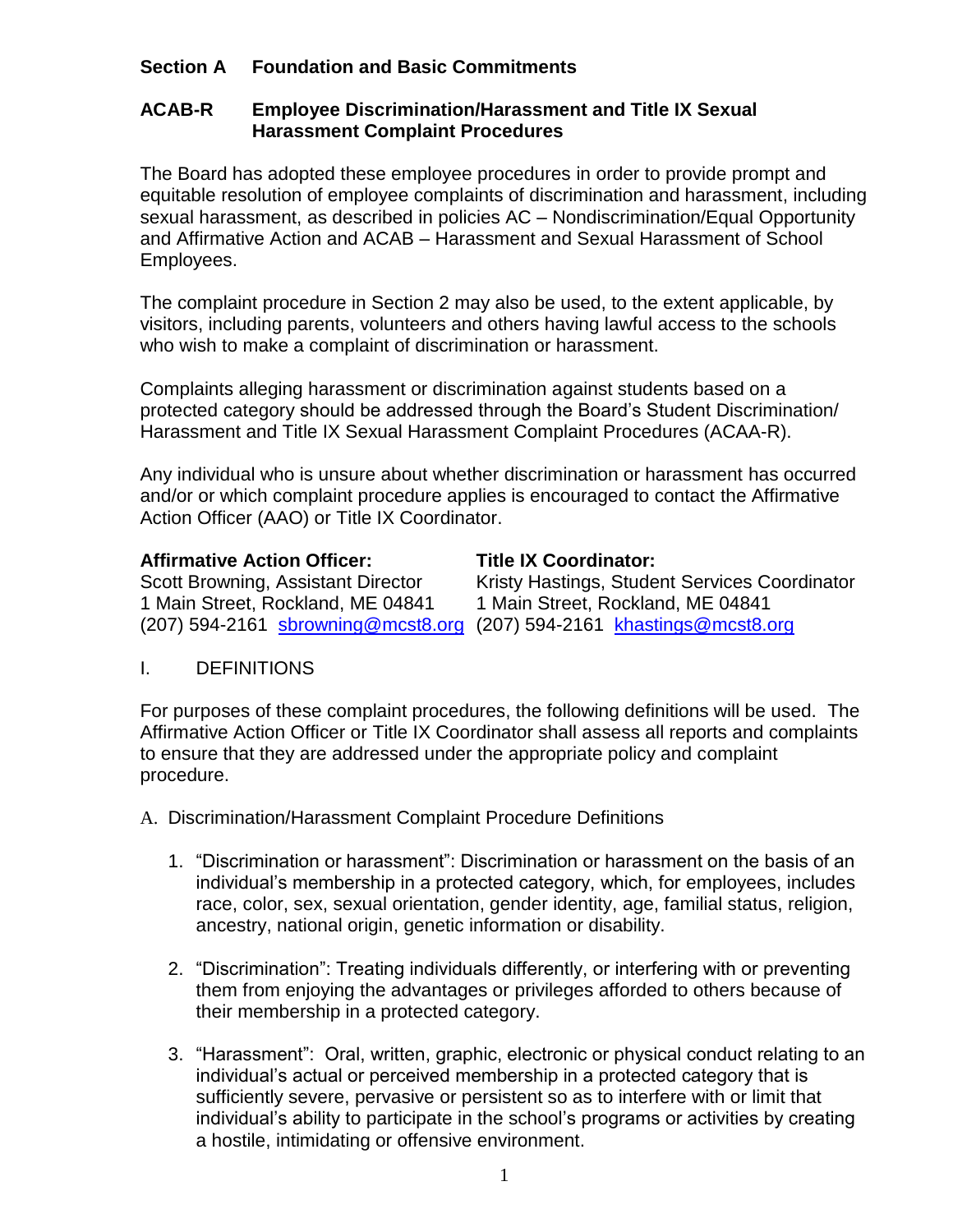**Section A Foundation and Basic Commitments**

**ACAB-R Employee Discrimination/Harassment and Title IX Sexual Harassment Complaint Procedures**

The Board has adopted these employee procedures in order to provide prompt and equitable resolution of employee complaints of discrimination and harassment, including sexual harassment, as described in policies AC – Nondiscrimination/Equal Opportunity and Affirmative Action and ACAB – Harassment and Sexual Harassment of School Employees.

The complaint procedure in Section 2 may also be used, to the extent applicable, by visitors, including parents, volunteers and others having lawful access to the schools who wish to make a complaint of discrimination or harassment.

Complaints alleging harassment or discrimination against students based on a protected category should be addressed through the Board's Student Discrimination/ Harassment and Title IX Sexual Harassment Complaint Procedures (ACAA-R).

Any individual who is unsure about whether discrimination or harassment has occurred and/or or which complaint procedure applies is encouraged to contact the Affirmative Action Officer (AAO) or Title IX Coordinator.

**Affirmative Action Officer:**
Scott Browning, Assistant Director
1 Main Street, Rockland, ME 04841
(207) 594-2161 sbrowning@mcst8.org

**Title IX Coordinator:**
Kristy Hastings, Student Services Coordinator
1 Main Street, Rockland, ME 04841
(207) 594-2161 khastings@mcst8.org

I. DEFINITIONS

For purposes of these complaint procedures, the following definitions will be used. The Affirmative Action Officer or Title IX Coordinator shall assess all reports and complaints to ensure that they are addressed under the appropriate policy and complaint procedure.

A. Discrimination/Harassment Complaint Procedure Definitions

1. "Discrimination or harassment": Discrimination or harassment on the basis of an individual's membership in a protected category, which, for employees, includes race, color, sex, sexual orientation, gender identity, age, familial status, religion, ancestry, national origin, genetic information or disability.

2. "Discrimination": Treating individuals differently, or interfering with or preventing them from enjoying the advantages or privileges afforded to others because of their membership in a protected category.

3. "Harassment": Oral, written, graphic, electronic or physical conduct relating to an individual's actual or perceived membership in a protected category that is sufficiently severe, pervasive or persistent so as to interfere with or limit that individual's ability to participate in the school's programs or activities by creating a hostile, intimidating or offensive environment.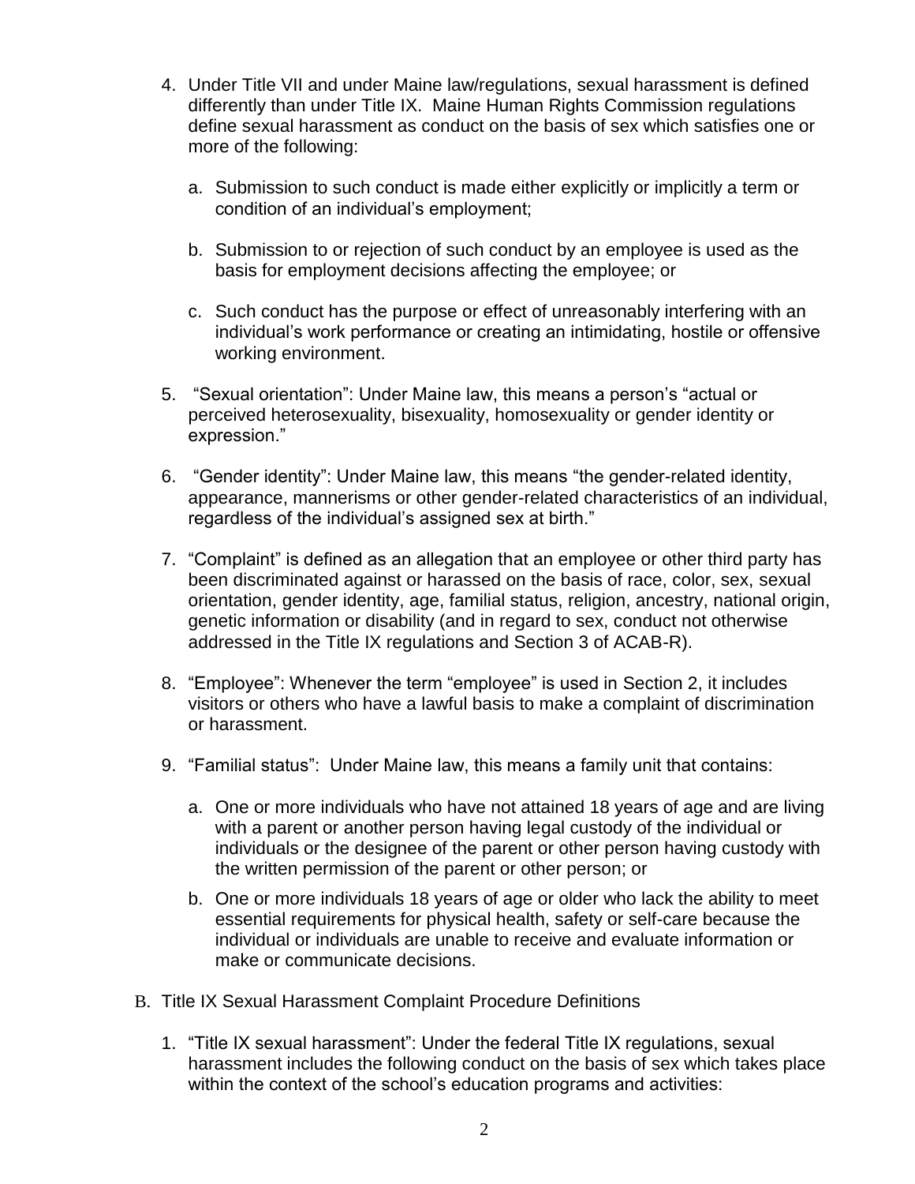4. Under Title VII and under Maine law/regulations, sexual harassment is defined differently than under Title IX. Maine Human Rights Commission regulations define sexual harassment as conduct on the basis of sex which satisfies one or more of the following:

   a. Submission to such conduct is made either explicitly or implicitly a term or condition of an individual's employment;

   b. Submission to or rejection of such conduct by an employee is used as the basis for employment decisions affecting the employee; or

   c. Such conduct has the purpose or effect of unreasonably interfering with an individual's work performance or creating an intimidating, hostile or offensive working environment.

5. "Sexual orientation": Under Maine law, this means a person's "actual or perceived heterosexuality, bisexuality, homosexuality or gender identity or expression."

6. "Gender identity": Under Maine law, this means "the gender-related identity, appearance, mannerisms or other gender-related characteristics of an individual, regardless of the individual's assigned sex at birth."

7. "Complaint" is defined as an allegation that an employee or other third party has been discriminated against or harassed on the basis of race, color, sex, sexual orientation, gender identity, age, familial status, religion, ancestry, national origin, genetic information or disability (and in regard to sex, conduct not otherwise addressed in the Title IX regulations and Section 3 of ACAB-R).

8. "Employee": Whenever the term "employee" is used in Section 2, it includes visitors or others who have a lawful basis to make a complaint of discrimination or harassment.

9. "Familial status": Under Maine law, this means a family unit that contains:

   a. One or more individuals who have not attained 18 years of age and are living with a parent or another person having legal custody of the individual or individuals or the designee of the parent or other person having custody with the written permission of the parent or other person; or

   b. One or more individuals 18 years of age or older who lack the ability to meet essential requirements for physical health, safety or self-care because the individual or individuals are unable to receive and evaluate information or make or communicate decisions.

B. Title IX Sexual Harassment Complaint Procedure Definitions

1. "Title IX sexual harassment": Under the federal Title IX regulations, sexual harassment includes the following conduct on the basis of sex which takes place within the context of the school's education programs and activities: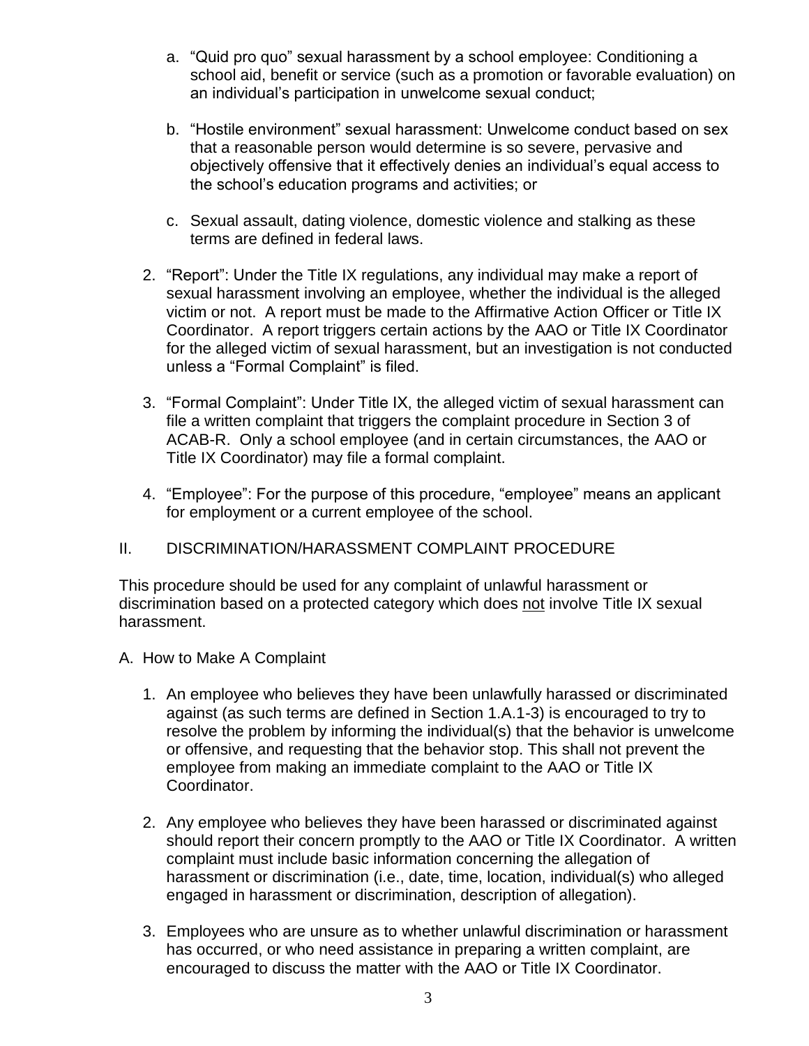a. "Quid pro quo" sexual harassment by a school employee: Conditioning a school aid, benefit or service (such as a promotion or favorable evaluation) on an individual's participation in unwelcome sexual conduct;

b. "Hostile environment" sexual harassment: Unwelcome conduct based on sex that a reasonable person would determine is so severe, pervasive and objectively offensive that it effectively denies an individual's equal access to the school's education programs and activities; or

c. Sexual assault, dating violence, domestic violence and stalking as these terms are defined in federal laws.

2. "Report": Under the Title IX regulations, any individual may make a report of sexual harassment involving an employee, whether the individual is the alleged victim or not. A report must be made to the Affirmative Action Officer or Title IX Coordinator. A report triggers certain actions by the AAO or Title IX Coordinator for the alleged victim of sexual harassment, but an investigation is not conducted unless a "Formal Complaint" is filed.

3. "Formal Complaint": Under Title IX, the alleged victim of sexual harassment can file a written complaint that triggers the complaint procedure in Section 3 of ACAB-R. Only a school employee (and in certain circumstances, the AAO or Title IX Coordinator) may file a formal complaint.

4. "Employee": For the purpose of this procedure, "employee" means an applicant for employment or a current employee of the school.

## II. DISCRIMINATION/HARASSMENT COMPLAINT PROCEDURE

This procedure should be used for any complaint of unlawful harassment or discrimination based on a protected category which does <u>not</u> involve Title IX sexual harassment.

### A. How to Make A Complaint

1. An employee who believes they have been unlawfully harassed or discriminated against (as such terms are defined in Section 1.A.1-3) is encouraged to try to resolve the problem by informing the individual(s) that the behavior is unwelcome or offensive, and requesting that the behavior stop. This shall not prevent the employee from making an immediate complaint to the AAO or Title IX Coordinator.

2. Any employee who believes they have been harassed or discriminated against should report their concern promptly to the AAO or Title IX Coordinator. A written complaint must include basic information concerning the allegation of harassment or discrimination (i.e., date, time, location, individual(s) who alleged engaged in harassment or discrimination, description of allegation).

3. Employees who are unsure as to whether unlawful discrimination or harassment has occurred, or who need assistance in preparing a written complaint, are encouraged to discuss the matter with the AAO or Title IX Coordinator.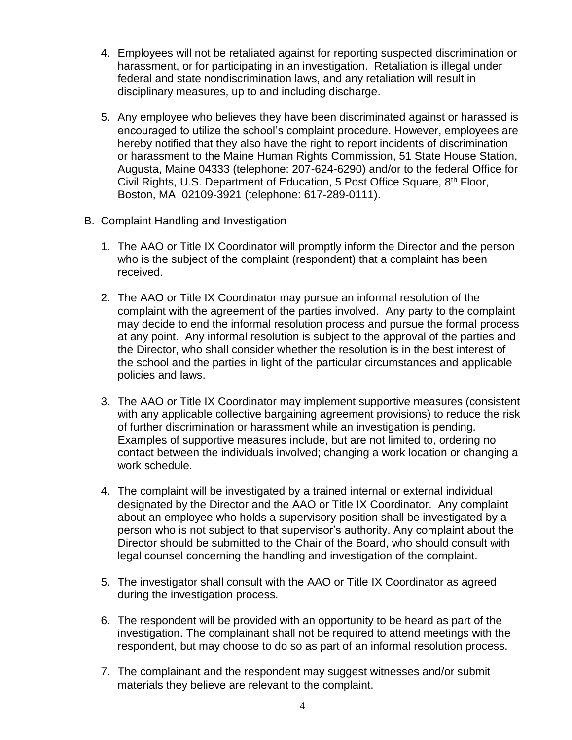4. Employees will not be retaliated against for reporting suspected discrimination or harassment, or for participating in an investigation. Retaliation is illegal under federal and state nondiscrimination laws, and any retaliation will result in disciplinary measures, up to and including discharge.

5. Any employee who believes they have been discriminated against or harassed is encouraged to utilize the school's complaint procedure. However, employees are hereby notified that they also have the right to report incidents of discrimination or harassment to the Maine Human Rights Commission, 51 State House Station, Augusta, Maine 04333 (telephone: 207-624-6290) and/or to the federal Office for Civil Rights, U.S. Department of Education, 5 Post Office Square, 8th Floor, Boston, MA 02109-3921 (telephone: 617-289-0111).

B. Complaint Handling and Investigation

1. The AAO or Title IX Coordinator will promptly inform the Director and the person who is the subject of the complaint (respondent) that a complaint has been received.

2. The AAO or Title IX Coordinator may pursue an informal resolution of the complaint with the agreement of the parties involved. Any party to the complaint may decide to end the informal resolution process and pursue the formal process at any point. Any informal resolution is subject to the approval of the parties and the Director, who shall consider whether the resolution is in the best interest of the school and the parties in light of the particular circumstances and applicable policies and laws.

3. The AAO or Title IX Coordinator may implement supportive measures (consistent with any applicable collective bargaining agreement provisions) to reduce the risk of further discrimination or harassment while an investigation is pending. Examples of supportive measures include, but are not limited to, ordering no contact between the individuals involved; changing a work location or changing a work schedule.

4. The complaint will be investigated by a trained internal or external individual designated by the Director and the AAO or Title IX Coordinator. Any complaint about an employee who holds a supervisory position shall be investigated by a person who is not subject to that supervisor's authority. Any complaint about the Director should be submitted to the Chair of the Board, who should consult with legal counsel concerning the handling and investigation of the complaint.

5. The investigator shall consult with the AAO or Title IX Coordinator as agreed during the investigation process.

6. The respondent will be provided with an opportunity to be heard as part of the investigation. The complainant shall not be required to attend meetings with the respondent, but may choose to do so as part of an informal resolution process.

7. The complainant and the respondent may suggest witnesses and/or submit materials they believe are relevant to the complaint.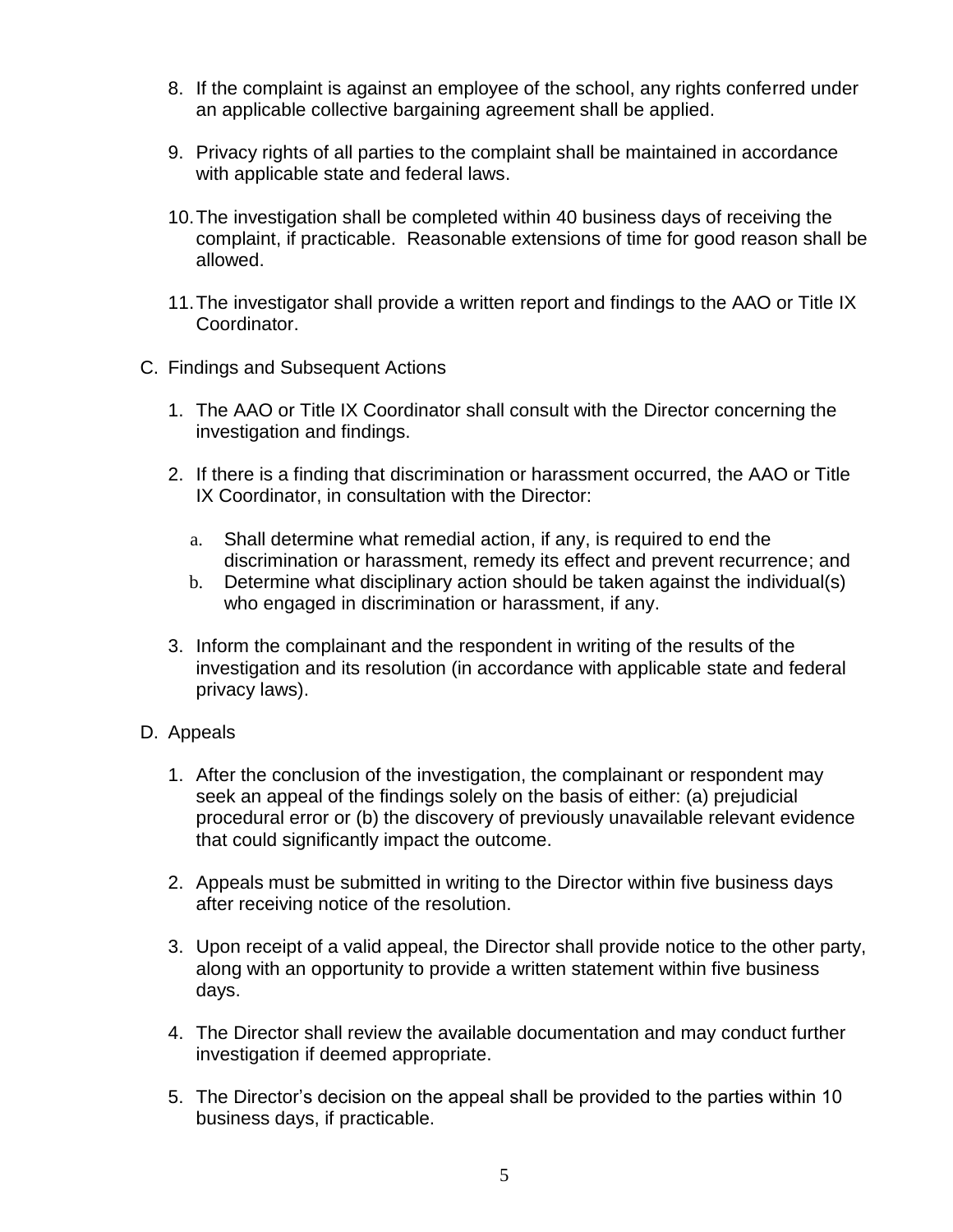8. If the complaint is against an employee of the school, any rights conferred under an applicable collective bargaining agreement shall be applied.

9. Privacy rights of all parties to the complaint shall be maintained in accordance with applicable state and federal laws.

10. The investigation shall be completed within 40 business days of receiving the complaint, if practicable. Reasonable extensions of time for good reason shall be allowed.

11. The investigator shall provide a written report and findings to the AAO or Title IX Coordinator.

C. Findings and Subsequent Actions

   1. The AAO or Title IX Coordinator shall consult with the Director concerning the investigation and findings.

   2. If there is a finding that discrimination or harassment occurred, the AAO or Title IX Coordinator, in consultation with the Director:

      a. Shall determine what remedial action, if any, is required to end the discrimination or harassment, remedy its effect and prevent recurrence; and
      b. Determine what disciplinary action should be taken against the individual(s) who engaged in discrimination or harassment, if any.

   3. Inform the complainant and the respondent in writing of the results of the investigation and its resolution (in accordance with applicable state and federal privacy laws).

D. Appeals

   1. After the conclusion of the investigation, the complainant or respondent may seek an appeal of the findings solely on the basis of either: (a) prejudicial procedural error or (b) the discovery of previously unavailable relevant evidence that could significantly impact the outcome.

   2. Appeals must be submitted in writing to the Director within five business days after receiving notice of the resolution.

   3. Upon receipt of a valid appeal, the Director shall provide notice to the other party, along with an opportunity to provide a written statement within five business days.

   4. The Director shall review the available documentation and may conduct further investigation if deemed appropriate.

   5. The Director's decision on the appeal shall be provided to the parties within 10 business days, if practicable.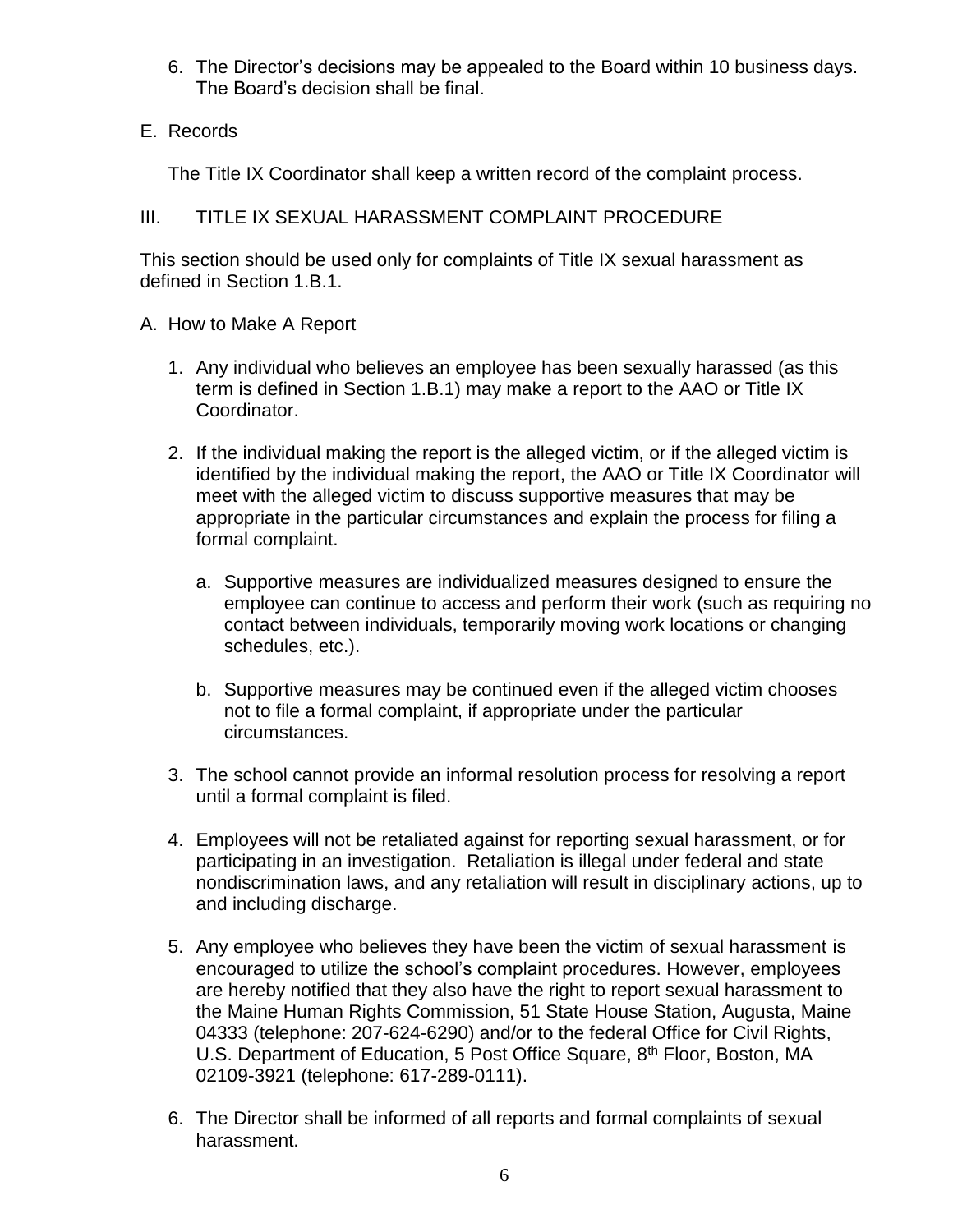6. The Director's decisions may be appealed to the Board within 10 business days. The Board's decision shall be final.

E. Records

The Title IX Coordinator shall keep a written record of the complaint process.

## III. TITLE IX SEXUAL HARASSMENT COMPLAINT PROCEDURE

This section should be used <u>only</u> for complaints of Title IX sexual harassment as defined in Section 1.B.1.

A. How to Make A Report

1. Any individual who believes an employee has been sexually harassed (as this term is defined in Section 1.B.1) may make a report to the AAO or Title IX Coordinator.

2. If the individual making the report is the alleged victim, or if the alleged victim is identified by the individual making the report, the AAO or Title IX Coordinator will meet with the alleged victim to discuss supportive measures that may be appropriate in the particular circumstances and explain the process for filing a formal complaint.

   a. Supportive measures are individualized measures designed to ensure the employee can continue to access and perform their work (such as requiring no contact between individuals, temporarily moving work locations or changing schedules, etc.).

   b. Supportive measures may be continued even if the alleged victim chooses not to file a formal complaint, if appropriate under the particular circumstances.

3. The school cannot provide an informal resolution process for resolving a report until a formal complaint is filed.

4. Employees will not be retaliated against for reporting sexual harassment, or for participating in an investigation. Retaliation is illegal under federal and state nondiscrimination laws, and any retaliation will result in disciplinary actions, up to and including discharge.

5. Any employee who believes they have been the victim of sexual harassment is encouraged to utilize the school's complaint procedures. However, employees are hereby notified that they also have the right to report sexual harassment to the Maine Human Rights Commission, 51 State House Station, Augusta, Maine 04333 (telephone: 207-624-6290) and/or to the federal Office for Civil Rights, U.S. Department of Education, 5 Post Office Square, 8th Floor, Boston, MA 02109-3921 (telephone: 617-289-0111).

6. The Director shall be informed of all reports and formal complaints of sexual harassment.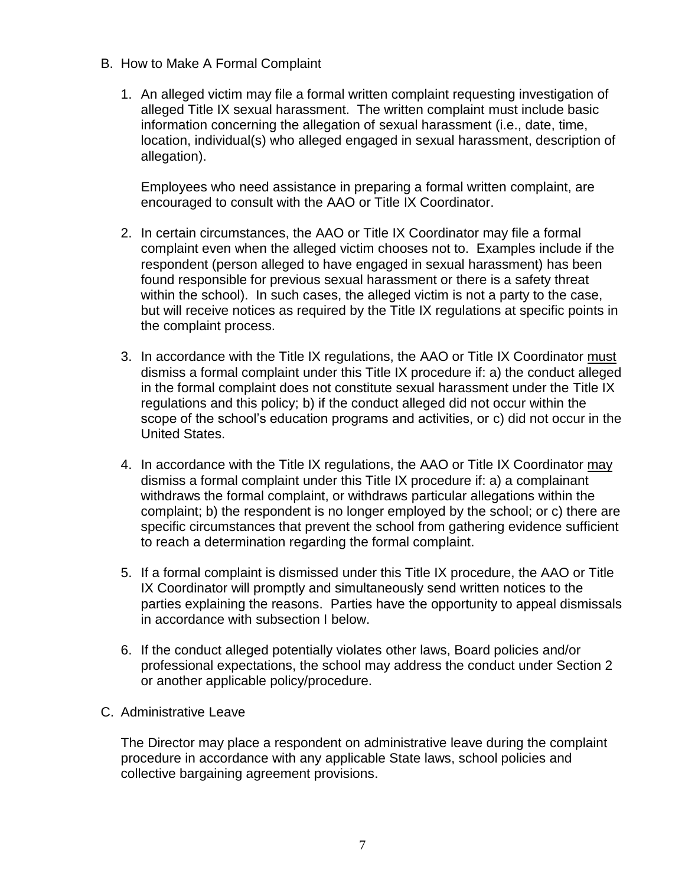B. How to Make A Formal Complaint

1. An alleged victim may file a formal written complaint requesting investigation of alleged Title IX sexual harassment. The written complaint must include basic information concerning the allegation of sexual harassment (i.e., date, time, location, individual(s) who alleged engaged in sexual harassment, description of allegation).

   Employees who need assistance in preparing a formal written complaint, are encouraged to consult with the AAO or Title IX Coordinator.

2. In certain circumstances, the AAO or Title IX Coordinator may file a formal complaint even when the alleged victim chooses not to. Examples include if the respondent (person alleged to have engaged in sexual harassment) has been found responsible for previous sexual harassment or there is a safety threat within the school). In such cases, the alleged victim is not a party to the case, but will receive notices as required by the Title IX regulations at specific points in the complaint process.

3. In accordance with the Title IX regulations, the AAO or Title IX Coordinator <u>must</u> dismiss a formal complaint under this Title IX procedure if: a) the conduct alleged in the formal complaint does not constitute sexual harassment under the Title IX regulations and this policy; b) if the conduct alleged did not occur within the scope of the school's education programs and activities, or c) did not occur in the United States.

4. In accordance with the Title IX regulations, the AAO or Title IX Coordinator <u>may</u> dismiss a formal complaint under this Title IX procedure if: a) a complainant withdraws the formal complaint, or withdraws particular allegations within the complaint; b) the respondent is no longer employed by the school; or c) there are specific circumstances that prevent the school from gathering evidence sufficient to reach a determination regarding the formal complaint.

5. If a formal complaint is dismissed under this Title IX procedure, the AAO or Title IX Coordinator will promptly and simultaneously send written notices to the parties explaining the reasons. Parties have the opportunity to appeal dismissals in accordance with subsection I below.

6. If the conduct alleged potentially violates other laws, Board policies and/or professional expectations, the school may address the conduct under Section 2 or another applicable policy/procedure.

C. Administrative Leave

   The Director may place a respondent on administrative leave during the complaint procedure in accordance with any applicable State laws, school policies and collective bargaining agreement provisions.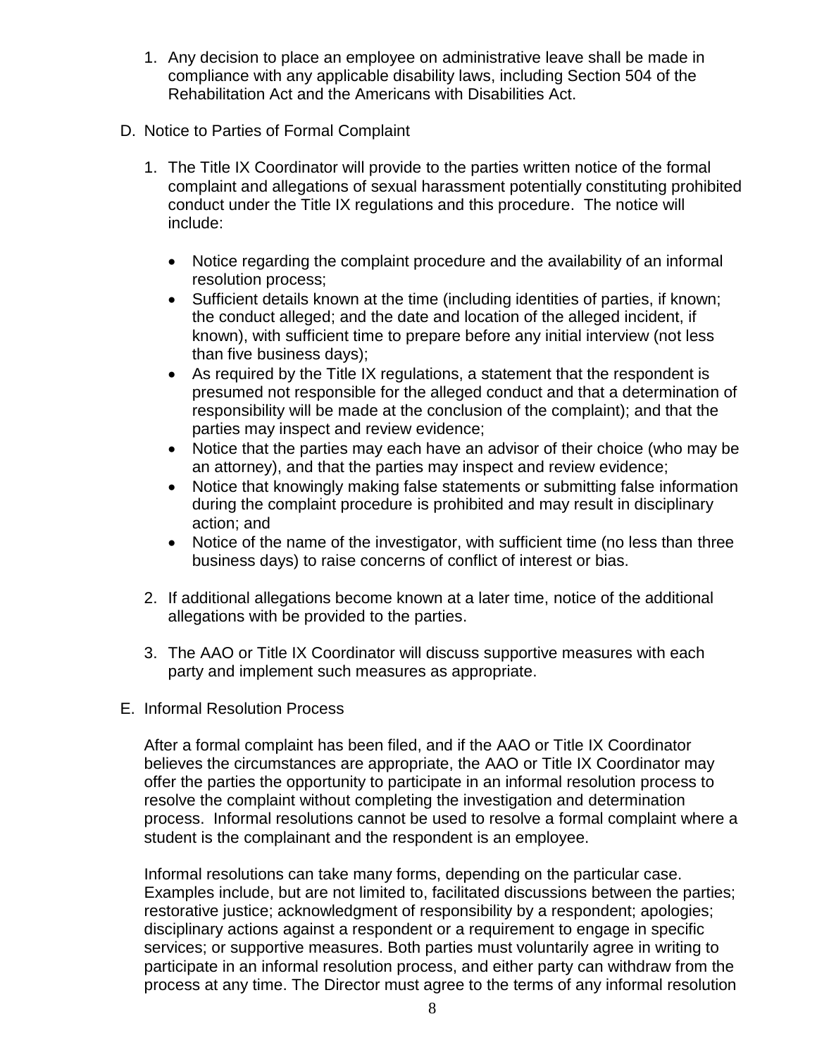1. Any decision to place an employee on administrative leave shall be made in compliance with any applicable disability laws, including Section 504 of the Rehabilitation Act and the Americans with Disabilities Act.

D. Notice to Parties of Formal Complaint

1. The Title IX Coordinator will provide to the parties written notice of the formal complaint and allegations of sexual harassment potentially constituting prohibited conduct under the Title IX regulations and this procedure. The notice will include:

   - Notice regarding the complaint procedure and the availability of an informal resolution process;
   - Sufficient details known at the time (including identities of parties, if known; the conduct alleged; and the date and location of the alleged incident, if known), with sufficient time to prepare before any initial interview (not less than five business days);
   - As required by the Title IX regulations, a statement that the respondent is presumed not responsible for the alleged conduct and that a determination of responsibility will be made at the conclusion of the complaint); and that the parties may inspect and review evidence;
   - Notice that the parties may each have an advisor of their choice (who may be an attorney), and that the parties may inspect and review evidence;
   - Notice that knowingly making false statements or submitting false information during the complaint procedure is prohibited and may result in disciplinary action; and
   - Notice of the name of the investigator, with sufficient time (no less than three business days) to raise concerns of conflict of interest or bias.

2. If additional allegations become known at a later time, notice of the additional allegations with be provided to the parties.

3. The AAO or Title IX Coordinator will discuss supportive measures with each party and implement such measures as appropriate.

E. Informal Resolution Process

After a formal complaint has been filed, and if the AAO or Title IX Coordinator believes the circumstances are appropriate, the AAO or Title IX Coordinator may offer the parties the opportunity to participate in an informal resolution process to resolve the complaint without completing the investigation and determination process. Informal resolutions cannot be used to resolve a formal complaint where a student is the complainant and the respondent is an employee.

Informal resolutions can take many forms, depending on the particular case. Examples include, but are not limited to, facilitated discussions between the parties; restorative justice; acknowledgment of responsibility by a respondent; apologies; disciplinary actions against a respondent or a requirement to engage in specific services; or supportive measures. Both parties must voluntarily agree in writing to participate in an informal resolution process, and either party can withdraw from the process at any time. The Director must agree to the terms of any informal resolution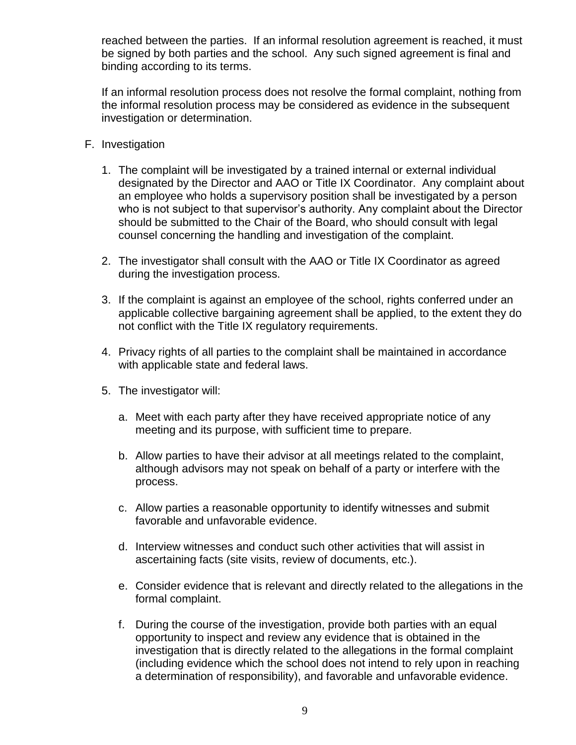reached between the parties. If an informal resolution agreement is reached, it must be signed by both parties and the school. Any such signed agreement is final and binding according to its terms.

If an informal resolution process does not resolve the formal complaint, nothing from the informal resolution process may be considered as evidence in the subsequent investigation or determination.

F. Investigation

1. The complaint will be investigated by a trained internal or external individual designated by the Director and AAO or Title IX Coordinator. Any complaint about an employee who holds a supervisory position shall be investigated by a person who is not subject to that supervisor's authority. Any complaint about the Director should be submitted to the Chair of the Board, who should consult with legal counsel concerning the handling and investigation of the complaint.

2. The investigator shall consult with the AAO or Title IX Coordinator as agreed during the investigation process.

3. If the complaint is against an employee of the school, rights conferred under an applicable collective bargaining agreement shall be applied, to the extent they do not conflict with the Title IX regulatory requirements.

4. Privacy rights of all parties to the complaint shall be maintained in accordance with applicable state and federal laws.

5. The investigator will:

   a. Meet with each party after they have received appropriate notice of any meeting and its purpose, with sufficient time to prepare.

   b. Allow parties to have their advisor at all meetings related to the complaint, although advisors may not speak on behalf of a party or interfere with the process.

   c. Allow parties a reasonable opportunity to identify witnesses and submit favorable and unfavorable evidence.

   d. Interview witnesses and conduct such other activities that will assist in ascertaining facts (site visits, review of documents, etc.).

   e. Consider evidence that is relevant and directly related to the allegations in the formal complaint.

   f. During the course of the investigation, provide both parties with an equal opportunity to inspect and review any evidence that is obtained in the investigation that is directly related to the allegations in the formal complaint (including evidence which the school does not intend to rely upon in reaching a determination of responsibility), and favorable and unfavorable evidence.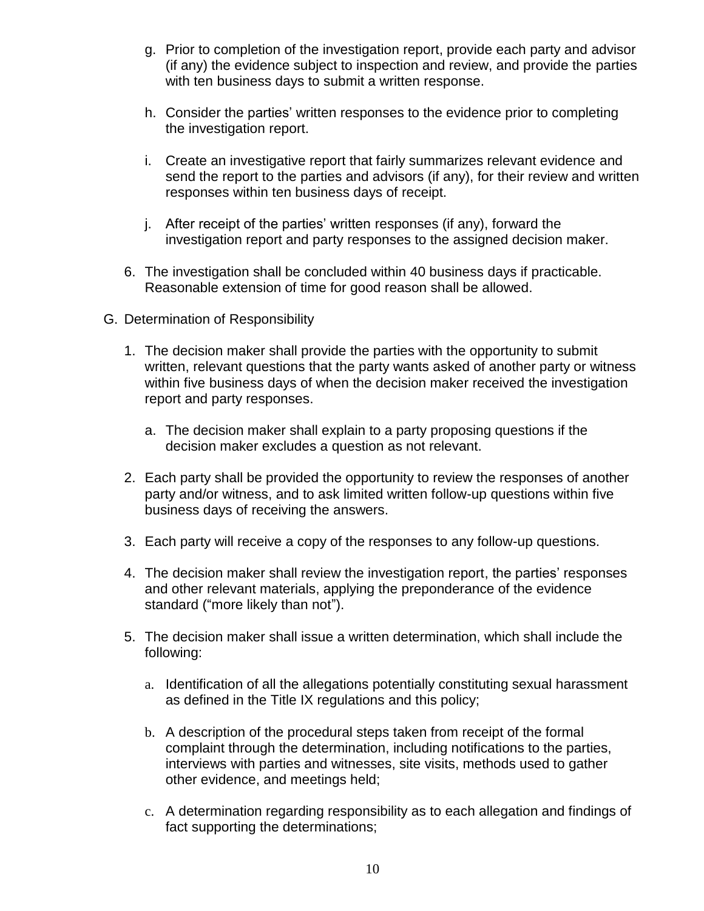g. Prior to completion of the investigation report, provide each party and advisor (if any) the evidence subject to inspection and review, and provide the parties with ten business days to submit a written response.

h. Consider the parties' written responses to the evidence prior to completing the investigation report.

i. Create an investigative report that fairly summarizes relevant evidence and send the report to the parties and advisors (if any), for their review and written responses within ten business days of receipt.

j. After receipt of the parties' written responses (if any), forward the investigation report and party responses to the assigned decision maker.

6. The investigation shall be concluded within 40 business days if practicable. Reasonable extension of time for good reason shall be allowed.

G. Determination of Responsibility

1. The decision maker shall provide the parties with the opportunity to submit written, relevant questions that the party wants asked of another party or witness within five business days of when the decision maker received the investigation report and party responses.

   a. The decision maker shall explain to a party proposing questions if the decision maker excludes a question as not relevant.

2. Each party shall be provided the opportunity to review the responses of another party and/or witness, and to ask limited written follow-up questions within five business days of receiving the answers.

3. Each party will receive a copy of the responses to any follow-up questions.

4. The decision maker shall review the investigation report, the parties' responses and other relevant materials, applying the preponderance of the evidence standard ("more likely than not").

5. The decision maker shall issue a written determination, which shall include the following:

   a. Identification of all the allegations potentially constituting sexual harassment as defined in the Title IX regulations and this policy;

   b. A description of the procedural steps taken from receipt of the formal complaint through the determination, including notifications to the parties, interviews with parties and witnesses, site visits, methods used to gather other evidence, and meetings held;

   c. A determination regarding responsibility as to each allegation and findings of fact supporting the determinations;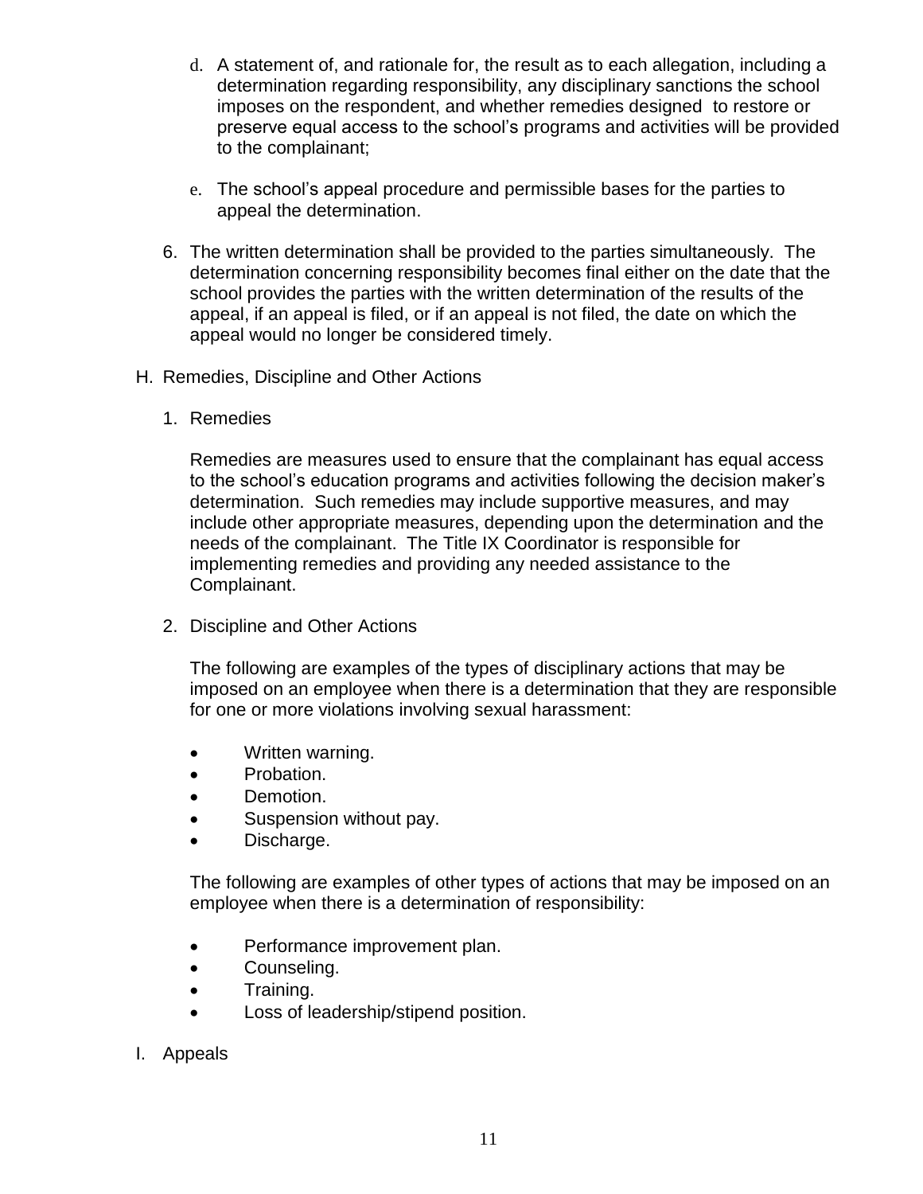d. A statement of, and rationale for, the result as to each allegation, including a determination regarding responsibility, any disciplinary sanctions the school imposes on the respondent, and whether remedies designed to restore or preserve equal access to the school's programs and activities will be provided to the complainant;

e. The school's appeal procedure and permissible bases for the parties to appeal the determination.

6. The written determination shall be provided to the parties simultaneously. The determination concerning responsibility becomes final either on the date that the school provides the parties with the written determination of the results of the appeal, if an appeal is filed, or if an appeal is not filed, the date on which the appeal would no longer be considered timely.

H. Remedies, Discipline and Other Actions

1. Remedies

Remedies are measures used to ensure that the complainant has equal access to the school's education programs and activities following the decision maker's determination. Such remedies may include supportive measures, and may include other appropriate measures, depending upon the determination and the needs of the complainant. The Title IX Coordinator is responsible for implementing remedies and providing any needed assistance to the Complainant.

2. Discipline and Other Actions

The following are examples of the types of disciplinary actions that may be imposed on an employee when there is a determination that they are responsible for one or more violations involving sexual harassment:

- Written warning.
- Probation.
- Demotion.
- Suspension without pay.
- Discharge.

The following are examples of other types of actions that may be imposed on an employee when there is a determination of responsibility:

- Performance improvement plan.
- Counseling.
- Training.
- Loss of leadership/stipend position.

I. Appeals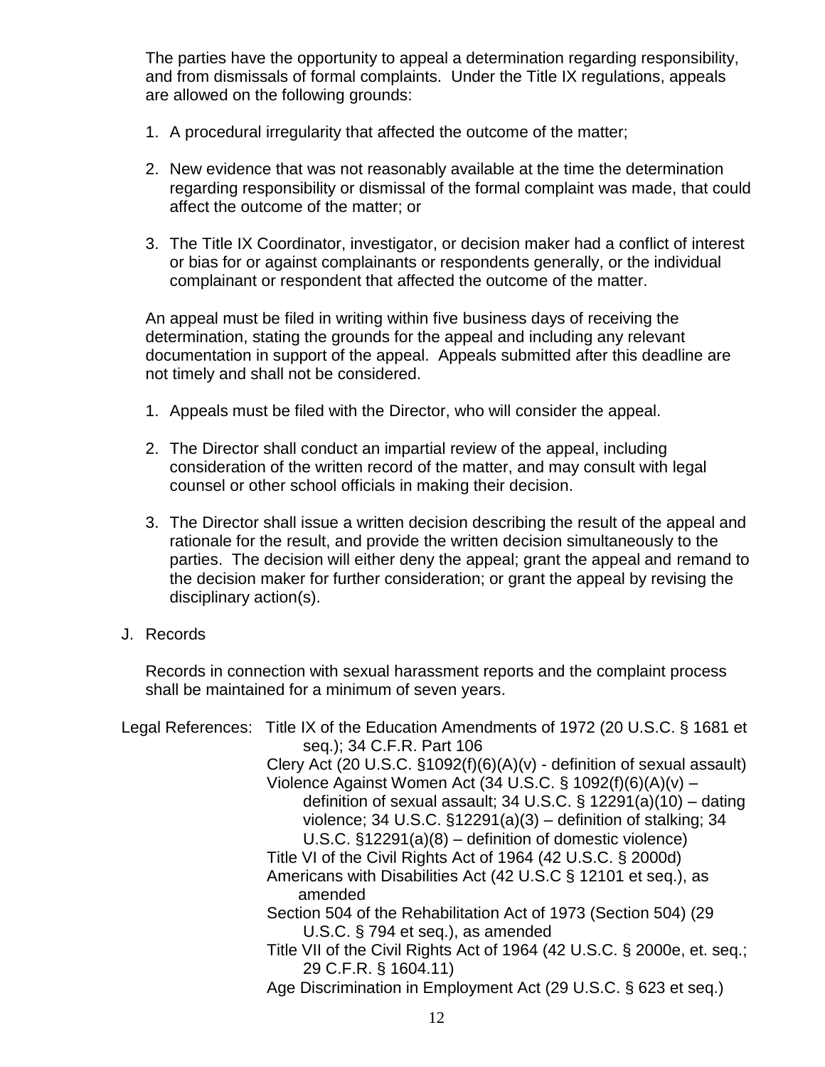The parties have the opportunity to appeal a determination regarding responsibility, and from dismissals of formal complaints. Under the Title IX regulations, appeals are allowed on the following grounds:

1. A procedural irregularity that affected the outcome of the matter;

2. New evidence that was not reasonably available at the time the determination regarding responsibility or dismissal of the formal complaint was made, that could affect the outcome of the matter; or

3. The Title IX Coordinator, investigator, or decision maker had a conflict of interest or bias for or against complainants or respondents generally, or the individual complainant or respondent that affected the outcome of the matter.

An appeal must be filed in writing within five business days of receiving the determination, stating the grounds for the appeal and including any relevant documentation in support of the appeal. Appeals submitted after this deadline are not timely and shall not be considered.

1. Appeals must be filed with the Director, who will consider the appeal.

2. The Director shall conduct an impartial review of the appeal, including consideration of the written record of the matter, and may consult with legal counsel or other school officials in making their decision.

3. The Director shall issue a written decision describing the result of the appeal and rationale for the result, and provide the written decision simultaneously to the parties. The decision will either deny the appeal; grant the appeal and remand to the decision maker for further consideration; or grant the appeal by revising the disciplinary action(s).

J. Records

Records in connection with sexual harassment reports and the complaint process shall be maintained for a minimum of seven years.

Legal References:
- Title IX of the Education Amendments of 1972 (20 U.S.C. § 1681 et seq.); 34 C.F.R. Part 106
- Clery Act (20 U.S.C. §1092(f)(6)(A)(v) - definition of sexual assault)
- Violence Against Women Act (34 U.S.C. § 1092(f)(6)(A)(v) – definition of sexual assault; 34 U.S.C. § 12291(a)(10) – dating violence; 34 U.S.C. §12291(a)(3) – definition of stalking; 34 U.S.C. §12291(a)(8) – definition of domestic violence)
- Title VI of the Civil Rights Act of 1964 (42 U.S.C. § 2000d)
- Americans with Disabilities Act (42 U.S.C § 12101 et seq.), as amended
- Section 504 of the Rehabilitation Act of 1973 (Section 504) (29 U.S.C. § 794 et seq.), as amended
- Title VII of the Civil Rights Act of 1964 (42 U.S.C. § 2000e, et. seq.; 29 C.F.R. § 1604.11)
- Age Discrimination in Employment Act (29 U.S.C. § 623 et seq.)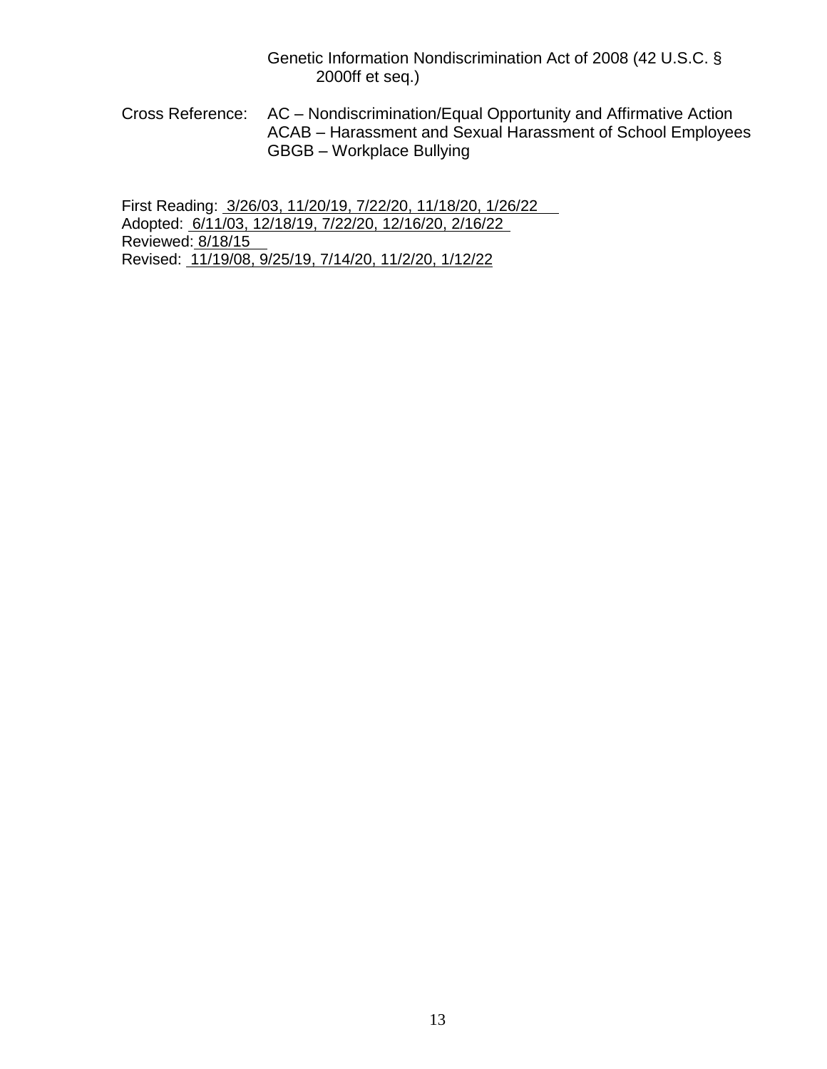Genetic Information Nondiscrimination Act of 2008 (42 U.S.C. § 2000ff et seq.)

Cross Reference: AC – Nondiscrimination/Equal Opportunity and Affirmative Action
ACAB – Harassment and Sexual Harassment of School Employees
GBGB – Workplace Bullying

First Reading: 3/26/03, 11/20/19, 7/22/20, 11/18/20, 1/26/22
Adopted: 6/11/03, 12/18/19, 7/22/20, 12/16/20, 2/16/22
Reviewed: 8/18/15
Revised: 11/19/08, 9/25/19, 7/14/20, 11/2/20, 1/12/22